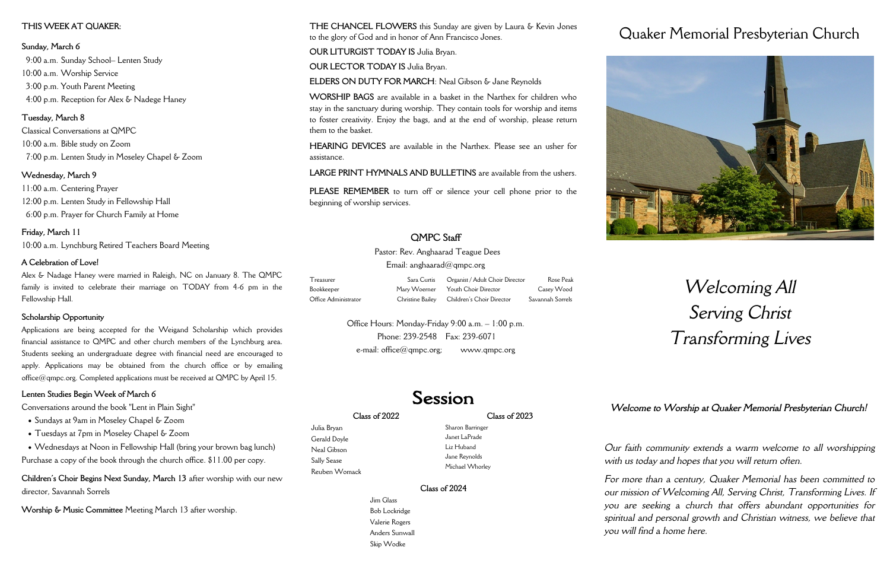### THIS WEEK AT QUAKER:

**Sunday, March 6**

9:00 a.m. Sunday School– Lenten Study
10:00 a.m. Worship Service
3:00 p.m. Youth Parent Meeting
4:00 p.m. Reception for Alex & Nadege Haney

**Tuesday, March 8**

Classical Conversations at QMPC
10:00 a.m. Bible study on Zoom
7:00 p.m. Lenten Study in Moseley Chapel & Zoom

**Wednesday, March 9**

11:00 a.m. Centering Prayer
12:00 p.m. Lenten Study in Fellowship Hall
6:00 p.m. Prayer for Church Family at Home

**Friday, March 11**

10:00 a.m. Lynchburg Retired Teachers Board Meeting

**A Celebration of Love!**

Alex & Nadage Haney were married in Raleigh, NC on January 8. The QMPC family is invited to celebrate their marriage on TODAY from 4-6 pm in the Fellowship Hall.

**Scholarship Opportunity**

Applications are being accepted for the Weigand Scholarship which provides financial assistance to QMPC and other church members of the Lynchburg area. Students seeking an undergraduate degree with financial need are encouraged to apply. Applications may be obtained from the church office or by emailing office@qmpc.org. Completed applications must be received at QMPC by April 15.

**Lenten Studies Begin Week of March 6**

Conversations around the book "Lent in Plain Sight"

- Sundays at 9am in Moseley Chapel & Zoom
- Tuesdays at 7pm in Moseley Chapel & Zoom
- Wednesdays at Noon in Fellowship Hall (bring your brown bag lunch)

Purchase a copy of the book through the church office. $11.00 per copy.

**Children's Choir Begins Next Sunday, March 13** after worship with our new director, Savannah Sorrels

**Worship & Music Committee** Meeting March 13 after worship.

**THE CHANCEL FLOWERS** this Sunday are given by Laura & Kevin Jones to the glory of God and in honor of Ann Francisco Jones.

**OUR LITURGIST TODAY IS** Julia Bryan.

**OUR LECTOR TODAY IS** Julia Bryan.

**ELDERS ON DUTY FOR MARCH**: Neal Gibson & Jane Reynolds

**WORSHIP BAGS** are available in a basket in the Narthex for children who stay in the sanctuary during worship. They contain tools for worship and items to foster creativity. Enjoy the bags, and at the end of worship, please return them to the basket.

**HEARING DEVICES** are available in the Narthex. Please see an usher for assistance.

**LARGE PRINT HYMNALS AND BULLETINS** are available from the ushers.

**PLEASE REMEMBER** to turn off or silence your cell phone prior to the beginning of worship services.

### QMPC Staff

Pastor: Rev. Anghaarad Teague Dees
Email: anghaarad@qmpc.org

| | | | |
|---|---|---|---|
| Treasurer | Sara Curtis | Organist / Adult Choir Director | Rose Peak |
| Bookkeeper | Mary Woerner | Youth Choir Director | Casey Wood |
| Office Administrator | Christine Bailey | Children's Choir Director | Savannah Sorrels |

Office Hours: Monday-Friday 9:00 a.m. – 1:00 p.m.
Phone: 239-2548 Fax: 239-6071
e-mail: office@qmpc.org; www.qmpc.org

## Session

**Class of 2022**

Julia Bryan
Gerald Doyle
Neal Gibson
Sally Sease
Reuben Womack

**Class of 2023**

Sharon Barringer
Janet LaPrade
Liz Huband
Jane Reynolds
Michael Whorley

**Class of 2024**

Jim Glass
Bob Lockridge
Valerie Rogers
Anders Sunwall
Skip Wodke

# Quaker Memorial Presbyterian Church

*Welcoming All*
*Serving Christ*
*Transforming Lives*

***Welcome to Worship at Quaker Memorial Presbyterian Church!***

*Our faith community extends a warm welcome to all worshipping with us today and hopes that you will return often.*

*For more than a century, Quaker Memorial has been committed to our mission of Welcoming All, Serving Christ, Transforming Lives. If you are seeking a church that offers abundant opportunities for spiritual and personal growth and Christian witness, we believe that you will find a home here.*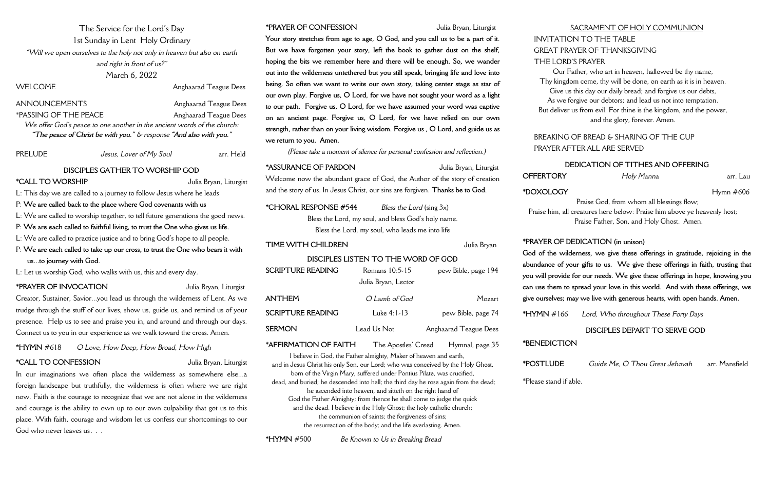# The Service for the Lord's Day

1st Sunday in Lent Holy Ordinary

*"Will we open ourselves to the holy not only in heaven but also on earth and right in front of us?"*

March 6, 2022

WELCOME Anghaarad Teague Dees

ANNOUNCEMENTS Anghaarad Teague Dees

*PASSING OF THE PEACE Anghaarad Teague Dees

*We offer God's peace to one another in the ancient words of the church:*
***"The peace of Christ be with you." & response "And also with you."***

PRELUDE *Jesus, Lover of My Soul* arr. Held

## DISCIPLES GATHER TO WORSHIP GOD

**\*CALL TO WORSHIP** Julia Bryan, Liturgist

L: This day we are called to a journey to follow Jesus where he leads

P: **We are called back to the place where God covenants with us**

L: We are called to worship together, to tell future generations the good news.

P: **We are each called to faithful living, to trust the One who gives us life.**

L: We are called to practice justice and to bring God's hope to all people.

P: **We are each called to take up our cross, to trust the One who bears it with us...to journey with God.**

L: Let us worship God, who walks with us, this and every day.

**\*PRAYER OF INVOCATION** Julia Bryan, Liturgist

Creator, Sustainer, Savior...you lead us through the wilderness of Lent. As we trudge through the stuff of our lives, show us, guide us, and remind us of your presence. Help us to see and praise you in, and around and through our days. Connect us to you in our experience as we walk toward the cross. Amen.

**\*HYMN** #618 *O Love, How Deep, How Broad, How High*

**\*CALL TO CONFESSION** Julia Bryan, Liturgist

In our imaginations we often place the wilderness as somewhere else...a foreign landscape but truthfully, the wilderness is often where we are right now. Faith is the courage to recognize that we are not alone in the wilderness and courage is the ability to own up to our own culpability that got us to this place. With faith, courage and wisdom let us confess our shortcomings to our God who never leaves us. . .

**\*PRAYER OF CONFESSION** Julia Bryan, Liturgist

**Your story stretches from age to age, O God, and you call us to be a part of it. But we have forgotten your story, left the book to gather dust on the shelf, hoping the bits we remember here and there will be enough. So, we wander out into the wilderness untethered but you still speak, bringing life and love into being. So often we want to write our own story, taking center stage as star of our own play. Forgive us, O Lord, for we have not sought your word as a light to our path. Forgive us, O Lord, for we have assumed your word was captive on an ancient page. Forgive us, O Lord, for we have relied on our own strength, rather than on your living wisdom. Forgive us , O Lord, and guide us as we return to you. Amen.**

*(Please take a moment of silence for personal confession and reflection.)*

**\*ASSURANCE OF PARDON** Julia Bryan, Liturgist

Welcome now the abundant grace of God, the Author of the story of creation and the story of us. In Jesus Christ, our sins are forgiven. **Thanks be to God.**

**\*CHORAL RESPONSE #544** *Bless the Lord* (sing 3x)

Bless the Lord, my soul, and bless God's holy name.
Bless the Lord, my soul, who leads me into life

**TIME WITH CHILDREN** Julia Bryan

## DISCIPLES LISTEN TO THE WORD OF GOD

**SCRIPTURE READING** Romans 10:5-15 pew Bible, page 194
Julia Bryan, Lector

**ANTHEM** *O Lamb of God* Mozart

**SCRIPTURE READING** Luke 4:1-13 pew Bible, page 74

**SERMON** Lead Us Not Anghaarad Teague Dees

**\*AFFIRMATION OF FAITH** The Apostles' Creed Hymnal, page 35

I believe in God, the Father almighty, Maker of heaven and earth,
and in Jesus Christ his only Son, our Lord; who was conceived by the Holy Ghost,
born of the Virgin Mary, suffered under Pontius Pilate, was crucified,
dead, and buried; he descended into hell; the third day he rose again from the dead;
he ascended into heaven, and sitteth on the right hand of
God the Father Almighty; from thence he shall come to judge the quick
and the dead. I believe in the Holy Ghost; the holy catholic church;
the communion of saints; the forgiveness of sins;
the resurrection of the body; and the life everlasting. Amen.

**\*HYMN** #500 *Be Known to Us in Breaking Bread*

## SACRAMENT OF HOLY COMMUNION

INVITATION TO THE TABLE

GREAT PRAYER OF THANKSGIVING

THE LORD'S PRAYER

Our Father, who art in heaven, hallowed be thy name,
Thy kingdom come, thy will be done, on earth as it is in heaven.
Give us this day our daily bread; and forgive us our debts,
As we forgive our debtors; and lead us not into temptation.
But deliver us from evil. For thine is the kingdom, and the power,
and the glory, forever. Amen.

BREAKING OF BREAD & SHARING OF THE CUP

PRAYER AFTER ALL ARE SERVED

## DEDICATION OF TITHES AND OFFERING

**OFFERTORY** *Holy Manna* arr. Lau

**\*DOXOLOGY** Hymn #606

Praise God, from whom all blessings flow;
Praise him, all creatures here below: Praise him above ye heavenly host;
Praise Father, Son, and Holy Ghost. Amen.

**\*PRAYER OF DEDICATION (in unison)**

**God of the wilderness, we give these offerings in gratitude, rejoicing in the abundance of your gifts to us. We give these offerings in faith, trusting that you will provide for our needs. We give these offerings in hope, knowing you can use them to spread your love in this world. And with these offerings, we give ourselves; may we live with generous hearts, with open hands. Amen.**

**\*HYMN** #166 *Lord, Who throughout These Forty Days*

## DISCIPLES DEPART TO SERVE GOD

**\*BENEDICTION**

**\*POSTLUDE** *Guide Me, O Thou Great Jehovah* arr. Mansfield

*Please stand if able.